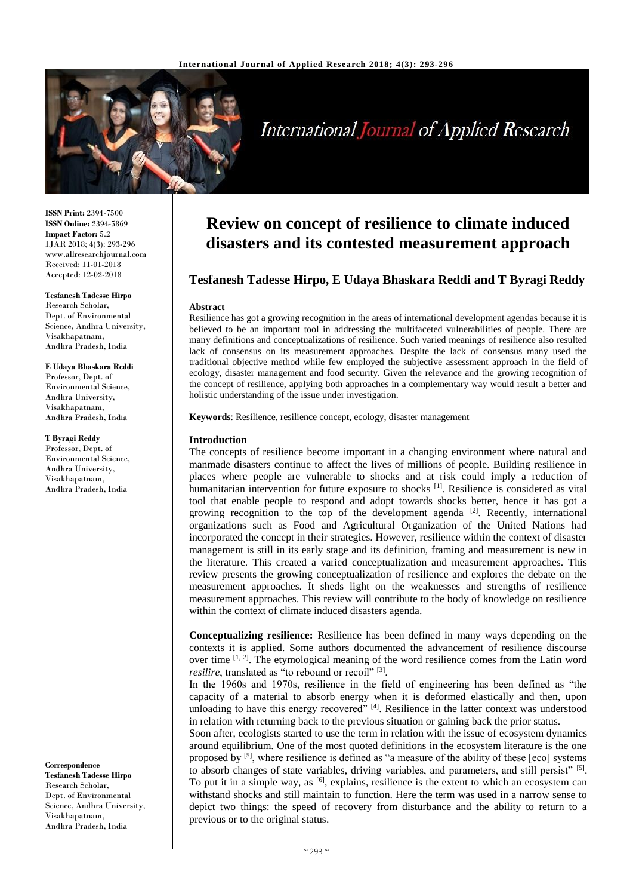# Review on concept of resilience to climate induced disasters and its contested measurement approach

**Tesfanesh Tadesse Hirpo, E Udaya Bhaskara Reddi and T Byragi Reddy**

**ISSN Print:** 2394-7500
**ISSN Online:** 2394-5869
**Impact Factor:** 5.2
IJAR 2018; 4(3): 293-296
www.allresearchjournal.com
Received: 11-01-2018
Accepted: 12-02-2018

**Tesfanesh Tadesse Hirpo**
Research Scholar, Dept. of Environmental Science, Andhra University, Visakhapatnam, Andhra Pradesh, India

**E Udaya Bhaskara Reddi**
Professor, Dept. of Environmental Science, Andhra University, Visakhapatnam, Andhra Pradesh, India

**T Byragi Reddy**
Professor, Dept. of Environmental Science, Andhra University, Visakhapatnam, Andhra Pradesh, India

**Correspondence**
**Tesfanesh Tadesse Hirpo**
Research Scholar, Dept. of Environmental Science, Andhra University, Visakhapatnam, Andhra Pradesh, India

## Abstract

Resilience has got a growing recognition in the areas of international development agendas because it is believed to be an important tool in addressing the multifaceted vulnerabilities of people. There are many definitions and conceptualizations of resilience. Such varied meanings of resilience also resulted lack of consensus on its measurement approaches. Despite the lack of consensus many used the traditional objective method while few employed the subjective assessment approach in the field of ecology, disaster management and food security. Given the relevance and the growing recognition of the concept of resilience, applying both approaches in a complementary way would result a better and holistic understanding of the issue under investigation.

**Keywords**: Resilience, resilience concept, ecology, disaster management

## Introduction

The concepts of resilience become important in a changing environment where natural and manmade disasters continue to affect the lives of millions of people. Building resilience in places where people are vulnerable to shocks and at risk could imply a reduction of humanitarian intervention for future exposure to shocks [1]. Resilience is considered as vital tool that enable people to respond and adopt towards shocks better, hence it has got a growing recognition to the top of the development agenda [2]. Recently, international organizations such as Food and Agricultural Organization of the United Nations had incorporated the concept in their strategies. However, resilience within the context of disaster management is still in its early stage and its definition, framing and measurement is new in the literature. This created a varied conceptualization and measurement approaches. This review presents the growing conceptualization of resilience and explores the debate on the measurement approaches. It sheds light on the weaknesses and strengths of resilience measurement approaches. This review will contribute to the body of knowledge on resilience within the context of climate induced disasters agenda.

**Conceptualizing resilience:** Resilience has been defined in many ways depending on the contexts it is applied. Some authors documented the advancement of resilience discourse over time [1, 2]. The etymological meaning of the word resilience comes from the Latin word *resilire*, translated as "to rebound or recoil" [3].

In the 1960s and 1970s, resilience in the field of engineering has been defined as "the capacity of a material to absorb energy when it is deformed elastically and then, upon unloading to have this energy recovered" [4]. Resilience in the latter context was understood in relation with returning back to the previous situation or gaining back the prior status.

Soon after, ecologists started to use the term in relation with the issue of ecosystem dynamics around equilibrium. One of the most quoted definitions in the ecosystem literature is the one proposed by [5], where resilience is defined as "a measure of the ability of these [eco] systems to absorb changes of state variables, driving variables, and parameters, and still persist" [5]. To put it in a simple way, as [6], explains, resilience is the extent to which an ecosystem can withstand shocks and still maintain to function. Here the term was used in a narrow sense to depict two things: the speed of recovery from disturbance and the ability to return to a previous or to the original status.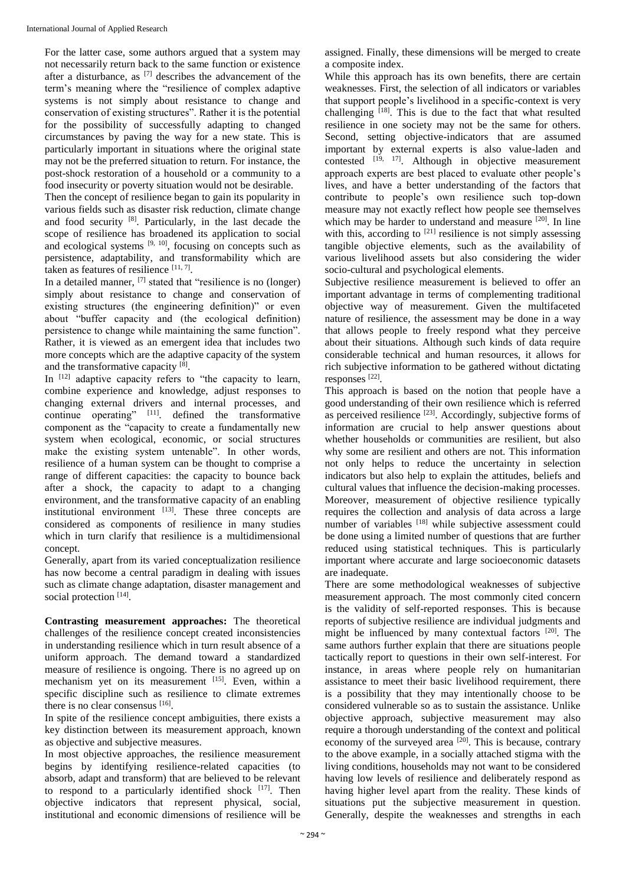For the latter case, some authors argued that a system may not necessarily return back to the same function or existence after a disturbance, as [7] describes the advancement of the term's meaning where the "resilience of complex adaptive systems is not simply about resistance to change and conservation of existing structures". Rather it is the potential for the possibility of successfully adapting to changed circumstances by paving the way for a new state. This is particularly important in situations where the original state may not be the preferred situation to return. For instance, the post-shock restoration of a household or a community to a food insecurity or poverty situation would not be desirable.

Then the concept of resilience began to gain its popularity in various fields such as disaster risk reduction, climate change and food security [8]. Particularly, in the last decade the scope of resilience has broadened its application to social and ecological systems [9, 10], focusing on concepts such as persistence, adaptability, and transformability which are taken as features of resilience [11, 7].

In a detailed manner, [7] stated that "resilience is no (longer) simply about resistance to change and conservation of existing structures (the engineering definition)" or even about "buffer capacity and (the ecological definition) persistence to change while maintaining the same function". Rather, it is viewed as an emergent idea that includes two more concepts which are the adaptive capacity of the system and the transformative capacity [8].

In [12] adaptive capacity refers to "the capacity to learn, combine experience and knowledge, adjust responses to changing external drivers and internal processes, and continue operating" [11]. defined the transformative component as the "capacity to create a fundamentally new system when ecological, economic, or social structures make the existing system untenable". In other words, resilience of a human system can be thought to comprise a range of different capacities: the capacity to bounce back after a shock, the capacity to adapt to a changing environment, and the transformative capacity of an enabling institutional environment [13]. These three concepts are considered as components of resilience in many studies which in turn clarify that resilience is a multidimensional concept.

Generally, apart from its varied conceptualization resilience has now become a central paradigm in dealing with issues such as climate change adaptation, disaster management and social protection [14].

**Contrasting measurement approaches:** The theoretical challenges of the resilience concept created inconsistencies in understanding resilience which in turn result absence of a uniform approach. The demand toward a standardized measure of resilience is ongoing. There is no agreed up on mechanism yet on its measurement [15]. Even, within a specific discipline such as resilience to climate extremes there is no clear consensus [16].

In spite of the resilience concept ambiguities, there exists a key distinction between its measurement approach, known as objective and subjective measures.

In most objective approaches, the resilience measurement begins by identifying resilience-related capacities (to absorb, adapt and transform) that are believed to be relevant to respond to a particularly identified shock [17]. Then objective indicators that represent physical, social, institutional and economic dimensions of resilience will be assigned. Finally, these dimensions will be merged to create a composite index.

While this approach has its own benefits, there are certain weaknesses. First, the selection of all indicators or variables that support people's livelihood in a specific-context is very challenging [18]. This is due to the fact that what resulted resilience in one society may not be the same for others. Second, setting objective-indicators that are assumed important by external experts is also value-laden and contested [19, 17]. Although in objective measurement approach experts are best placed to evaluate other people's lives, and have a better understanding of the factors that contribute to people's own resilience such top-down measure may not exactly reflect how people see themselves which may be harder to understand and measure [20]. In line with this, according to [21] resilience is not simply assessing tangible objective elements, such as the availability of various livelihood assets but also considering the wider socio-cultural and psychological elements.

Subjective resilience measurement is believed to offer an important advantage in terms of complementing traditional objective way of measurement. Given the multifaceted nature of resilience, the assessment may be done in a way that allows people to freely respond what they perceive about their situations. Although such kinds of data require considerable technical and human resources, it allows for rich subjective information to be gathered without dictating responses [22].

This approach is based on the notion that people have a good understanding of their own resilience which is referred as perceived resilience [23]. Accordingly, subjective forms of information are crucial to help answer questions about whether households or communities are resilient, but also why some are resilient and others are not. This information not only helps to reduce the uncertainty in selection indicators but also help to explain the attitudes, beliefs and cultural values that influence the decision-making processes. Moreover, measurement of objective resilience typically requires the collection and analysis of data across a large number of variables [18] while subjective assessment could be done using a limited number of questions that are further reduced using statistical techniques. This is particularly important where accurate and large socioeconomic datasets are inadequate.

There are some methodological weaknesses of subjective measurement approach. The most commonly cited concern is the validity of self-reported responses. This is because reports of subjective resilience are individual judgments and might be influenced by many contextual factors [20]. The same authors further explain that there are situations people tactically report to questions in their own self-interest. For instance, in areas where people rely on humanitarian assistance to meet their basic livelihood requirement, there is a possibility that they may intentionally choose to be considered vulnerable so as to sustain the assistance. Unlike objective approach, subjective measurement may also require a thorough understanding of the context and political economy of the surveyed area [20]. This is because, contrary to the above example, in a socially attached stigma with the living conditions, households may not want to be considered having low levels of resilience and deliberately respond as having higher level apart from the reality. These kinds of situations put the subjective measurement in question. Generally, despite the weaknesses and strengths in each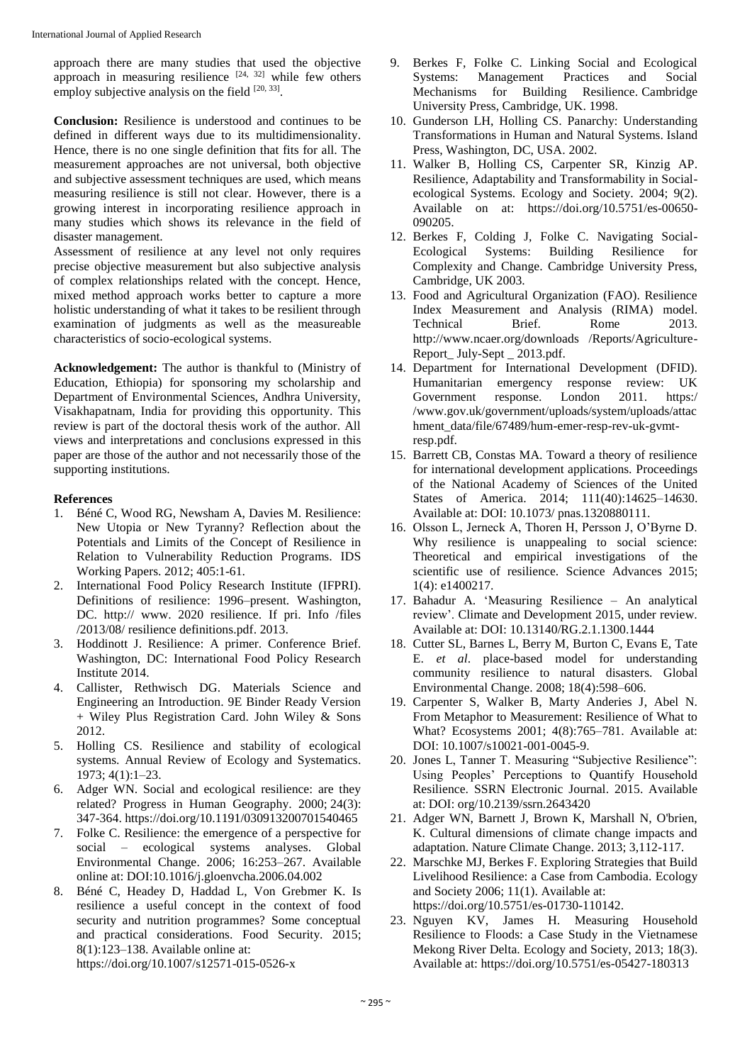approach there are many studies that used the objective approach in measuring resilience [24, 32] while few others employ subjective analysis on the field [20, 33].

**Conclusion:** Resilience is understood and continues to be defined in different ways due to its multidimensionality. Hence, there is no one single definition that fits for all. The measurement approaches are not universal, both objective and subjective assessment techniques are used, which means measuring resilience is still not clear. However, there is a growing interest in incorporating resilience approach in many studies which shows its relevance in the field of disaster management.

Assessment of resilience at any level not only requires precise objective measurement but also subjective analysis of complex relationships related with the concept. Hence, mixed method approach works better to capture a more holistic understanding of what it takes to be resilient through examination of judgments as well as the measureable characteristics of socio-ecological systems.

**Acknowledgement:** The author is thankful to (Ministry of Education, Ethiopia) for sponsoring my scholarship and Department of Environmental Sciences, Andhra University, Visakhapatnam, India for providing this opportunity. This review is part of the doctoral thesis work of the author. All views and interpretations and conclusions expressed in this paper are those of the author and not necessarily those of the supporting institutions.

## References

1. Béné C, Wood RG, Newsham A, Davies M. Resilience: New Utopia or New Tyranny? Reflection about the Potentials and Limits of the Concept of Resilience in Relation to Vulnerability Reduction Programs. IDS Working Papers. 2012; 405:1-61.
2. International Food Policy Research Institute (IFPRI). Definitions of resilience: 1996–present. Washington, DC. http:// www. 2020 resilience. If pri. Info /files /2013/08/ resilience definitions.pdf. 2013.
3. Hoddinott J. Resilience: A primer. Conference Brief. Washington, DC: International Food Policy Research Institute 2014.
4. Callister, Rethwisch DG. Materials Science and Engineering an Introduction. 9E Binder Ready Version + Wiley Plus Registration Card. John Wiley & Sons 2012.
5. Holling CS. Resilience and stability of ecological systems. Annual Review of Ecology and Systematics. 1973; 4(1):1–23.
6. Adger WN. Social and ecological resilience: are they related? Progress in Human Geography. 2000; 24(3): 347-364. https://doi.org/10.1191/030913200701540465
7. Folke C. Resilience: the emergence of a perspective for social – ecological systems analyses. Global Environmental Change. 2006; 16:253–267. Available online at: DOI:10.1016/j.gloenvcha.2006.04.002
8. Béné C, Headey D, Haddad L, Von Grebmer K. Is resilience a useful concept in the context of food security and nutrition programmes? Some conceptual and practical considerations. Food Security. 2015; 8(1):123–138. Available online at: https://doi.org/10.1007/s12571-015-0526-x
9. Berkes F, Folke C. Linking Social and Ecological Systems: Management Practices and Social Mechanisms for Building Resilience. Cambridge University Press, Cambridge, UK. 1998.
10. Gunderson LH, Holling CS. Panarchy: Understanding Transformations in Human and Natural Systems. Island Press, Washington, DC, USA. 2002.
11. Walker B, Holling CS, Carpenter SR, Kinzig AP. Resilience, Adaptability and Transformability in Social-ecological Systems. Ecology and Society. 2004; 9(2). Available on at: https://doi.org/10.5751/es-00650-090205.
12. Berkes F, Colding J, Folke C. Navigating Social-Ecological Systems: Building Resilience for Complexity and Change. Cambridge University Press, Cambridge, UK 2003.
13. Food and Agricultural Organization (FAO). Resilience Index Measurement and Analysis (RIMA) model. Technical Brief. Rome 2013. http://www.ncaer.org/downloads /Reports/Agriculture-Report_ July-Sept _ 2013.pdf.
14. Department for International Development (DFID). Humanitarian emergency response review: UK Government response. London 2011. https:/ /www.gov.uk/government/uploads/system/uploads/attachment_data/file/67489/hum-emer-resp-rev-uk-gvmt-resp.pdf.
15. Barrett CB, Constas MA. Toward a theory of resilience for international development applications. Proceedings of the National Academy of Sciences of the United States of America. 2014; 111(40):14625–14630. Available at: DOI: 10.1073/ pnas.1320880111.
16. Olsson L, Jerneck A, Thoren H, Persson J, O'Byrne D. Why resilience is unappealing to social science: Theoretical and empirical investigations of the scientific use of resilience. Science Advances 2015; 1(4): e1400217.
17. Bahadur A. 'Measuring Resilience – An analytical review'. Climate and Development 2015, under review. Available at: DOI: 10.13140/RG.2.1.1300.1444
18. Cutter SL, Barnes L, Berry M, Burton C, Evans E, Tate E. *et al*. place-based model for understanding community resilience to natural disasters. Global Environmental Change. 2008; 18(4):598–606.
19. Carpenter S, Walker B, Marty Anderies J, Abel N. From Metaphor to Measurement: Resilience of What to What? Ecosystems 2001; 4(8):765–781. Available at: DOI: 10.1007/s10021-001-0045-9.
20. Jones L, Tanner T. Measuring "Subjective Resilience": Using Peoples' Perceptions to Quantify Household Resilience. SSRN Electronic Journal. 2015. Available at: DOI: org/10.2139/ssrn.2643420
21. Adger WN, Barnett J, Brown K, Marshall N, O'brien, K. Cultural dimensions of climate change impacts and adaptation. Nature Climate Change. 2013; 3,112-117.
22. Marschke MJ, Berkes F. Exploring Strategies that Build Livelihood Resilience: a Case from Cambodia. Ecology and Society 2006; 11(1). Available at: https://doi.org/10.5751/es-01730-110142.
23. Nguyen KV, James H. Measuring Household Resilience to Floods: a Case Study in the Vietnamese Mekong River Delta. Ecology and Society, 2013; 18(3). Available at: https://doi.org/10.5751/es-05427-180313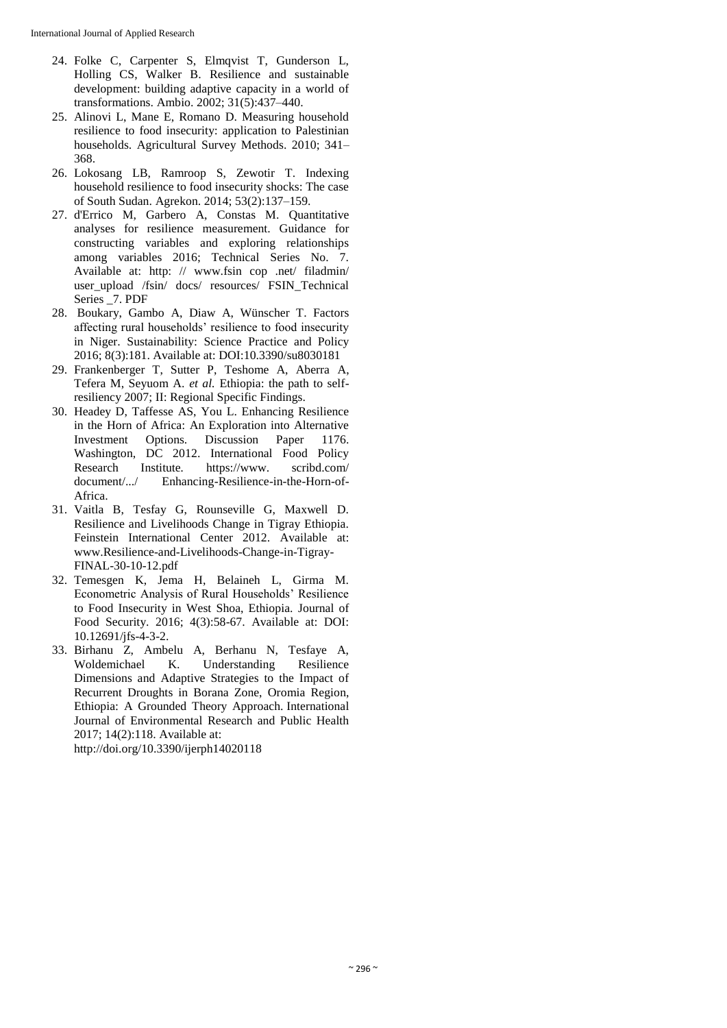24. Folke C, Carpenter S, Elmqvist T, Gunderson L, Holling CS, Walker B. Resilience and sustainable development: building adaptive capacity in a world of transformations. Ambio. 2002; 31(5):437–440.
25. Alinovi L, Mane E, Romano D. Measuring household resilience to food insecurity: application to Palestinian households. Agricultural Survey Methods. 2010; 341–368.
26. Lokosang LB, Ramroop S, Zewotir T. Indexing household resilience to food insecurity shocks: The case of South Sudan. Agrekon. 2014; 53(2):137–159.
27. d'Errico M, Garbero A, Constas M. Quantitative analyses for resilience measurement. Guidance for constructing variables and exploring relationships among variables 2016; Technical Series No. 7. Available at: http: // www.fsin cop .net/ filadmin/ user_upload /fsin/ docs/ resources/ FSIN_Technical Series _7. PDF
28. Boukary, Gambo A, Diaw A, Wünscher T. Factors affecting rural households' resilience to food insecurity in Niger. Sustainability: Science Practice and Policy 2016; 8(3):181. Available at: DOI:10.3390/su8030181
29. Frankenberger T, Sutter P, Teshome A, Aberra A, Tefera M, Seyuom A. *et al.* Ethiopia: the path to self-resiliency 2007; II: Regional Specific Findings.
30. Headey D, Taffesse AS, You L. Enhancing Resilience in the Horn of Africa: An Exploration into Alternative Investment Options. Discussion Paper 1176. Washington, DC 2012. International Food Policy Research Institute. https://www. scribd.com/ document/.../ Enhancing-Resilience-in-the-Horn-of-Africa.
31. Vaitla B, Tesfay G, Rounseville G, Maxwell D. Resilience and Livelihoods Change in Tigray Ethiopia. Feinstein International Center 2012. Available at: www.Resilience-and-Livelihoods-Change-in-Tigray-FINAL-30-10-12.pdf
32. Temesgen K, Jema H, Belaineh L, Girma M. Econometric Analysis of Rural Households' Resilience to Food Insecurity in West Shoa, Ethiopia. Journal of Food Security. 2016; 4(3):58-67. Available at: DOI: 10.12691/jfs-4-3-2.
33. Birhanu Z, Ambelu A, Berhanu N, Tesfaye A, Woldemichael K. Understanding Resilience Dimensions and Adaptive Strategies to the Impact of Recurrent Droughts in Borana Zone, Oromia Region, Ethiopia: A Grounded Theory Approach. International Journal of Environmental Research and Public Health 2017; 14(2):118. Available at: http://doi.org/10.3390/ijerph14020118